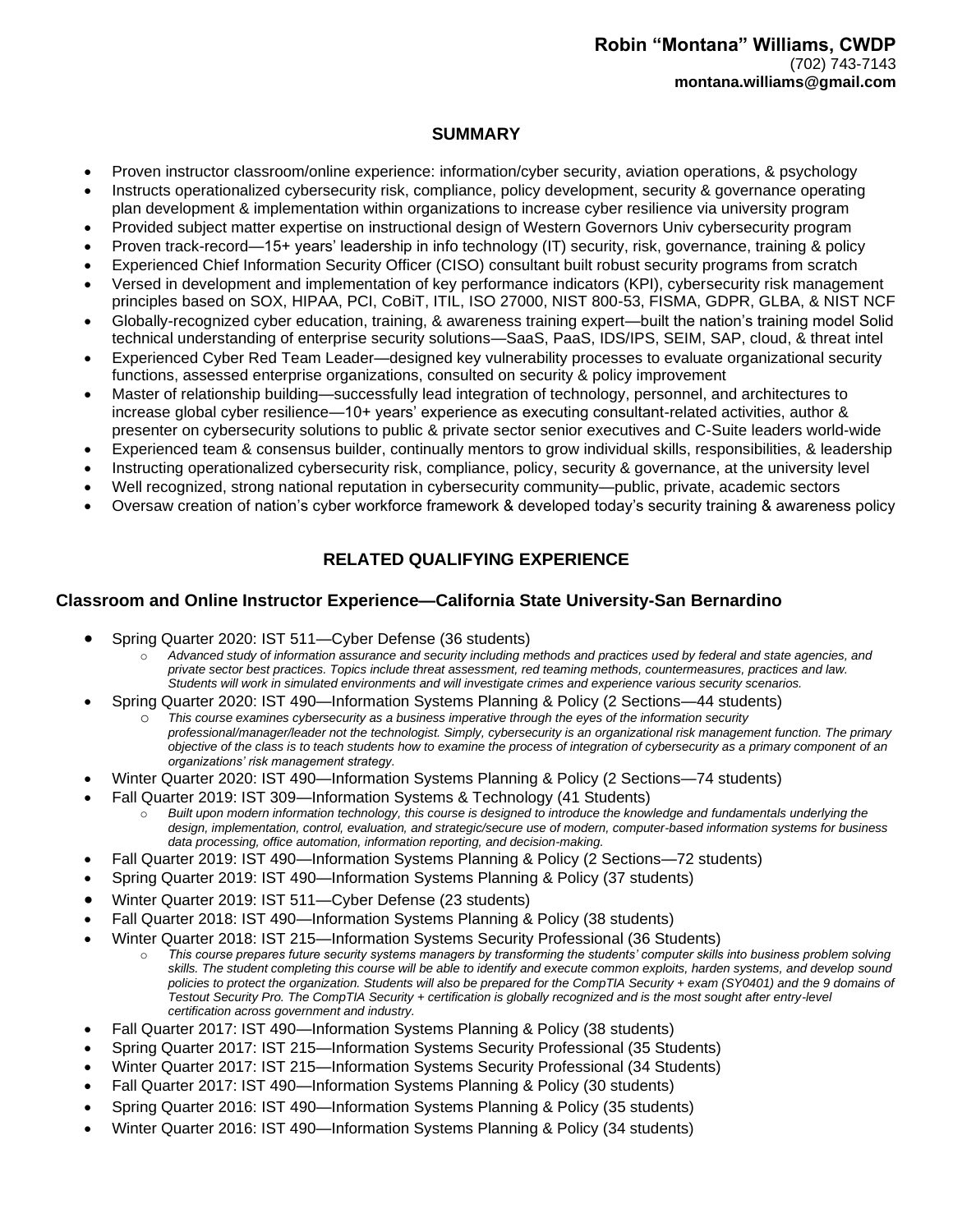**Robin "Montana" Williams, CWDP**
(702) 743-7143
**montana.williams@gmail.com**

## SUMMARY

- Proven instructor classroom/online experience: information/cyber security, aviation operations, & psychology
- Instructs operationalized cybersecurity risk, compliance, policy development, security & governance operating plan development & implementation within organizations to increase cyber resilience via university program
- Provided subject matter expertise on instructional design of Western Governors Univ cybersecurity program
- Proven track-record—15+ years' leadership in info technology (IT) security, risk, governance, training & policy
- Experienced Chief Information Security Officer (CISO) consultant built robust security programs from scratch
- Versed in development and implementation of key performance indicators (KPI), cybersecurity risk management principles based on SOX, HIPAA, PCI, CoBiT, ITIL, ISO 27000, NIST 800-53, FISMA, GDPR, GLBA, & NIST NCF
- Globally-recognized cyber education, training, & awareness training expert—built the nation's training model Solid technical understanding of enterprise security solutions—SaaS, PaaS, IDS/IPS, SEIM, SAP, cloud, & threat intel
- Experienced Cyber Red Team Leader—designed key vulnerability processes to evaluate organizational security functions, assessed enterprise organizations, consulted on security & policy improvement
- Master of relationship building—successfully lead integration of technology, personnel, and architectures to increase global cyber resilience—10+ years' experience as executing consultant-related activities, author & presenter on cybersecurity solutions to public & private sector senior executives and C-Suite leaders world-wide
- Experienced team & consensus builder, continually mentors to grow individual skills, responsibilities, & leadership
- Instructing operationalized cybersecurity risk, compliance, policy, security & governance, at the university level
- Well recognized, strong national reputation in cybersecurity community—public, private, academic sectors
- Oversaw creation of nation's cyber workforce framework & developed today's security training & awareness policy

## RELATED QUALIFYING EXPERIENCE

### Classroom and Online Instructor Experience—California State University-San Bernardino

- Spring Quarter 2020: IST 511—Cyber Defense (36 students)
  - *Advanced study of information assurance and security including methods and practices used by federal and state agencies, and private sector best practices. Topics include threat assessment, red teaming methods, countermeasures, practices and law. Students will work in simulated environments and will investigate crimes and experience various security scenarios.*
- Spring Quarter 2020: IST 490—Information Systems Planning & Policy (2 Sections—44 students)
  - *This course examines cybersecurity as a business imperative through the eyes of the information security professional/manager/leader not the technologist. Simply, cybersecurity is an organizational risk management function. The primary objective of the class is to teach students how to examine the process of integration of cybersecurity as a primary component of an organizations' risk management strategy.*
- Winter Quarter 2020: IST 490—Information Systems Planning & Policy (2 Sections—74 students)
- Fall Quarter 2019: IST 309—Information Systems & Technology (41 Students)
  - *Built upon modern information technology, this course is designed to introduce the knowledge and fundamentals underlying the design, implementation, control, evaluation, and strategic/secure use of modern, computer-based information systems for business data processing, office automation, information reporting, and decision-making.*
- Fall Quarter 2019: IST 490—Information Systems Planning & Policy (2 Sections—72 students)
- Spring Quarter 2019: IST 490—Information Systems Planning & Policy (37 students)
- Winter Quarter 2019: IST 511—Cyber Defense (23 students)
- Fall Quarter 2018: IST 490—Information Systems Planning & Policy (38 students)
- Winter Quarter 2018: IST 215—Information Systems Security Professional (36 Students)
  - *This course prepares future security systems managers by transforming the students' computer skills into business problem solving skills. The student completing this course will be able to identify and execute common exploits, harden systems, and develop sound policies to protect the organization. Students will also be prepared for the CompTIA Security + exam (SY0401) and the 9 domains of Testout Security Pro. The CompTIA Security + certification is globally recognized and is the most sought after entry-level certification across government and industry.*
- Fall Quarter 2017: IST 490—Information Systems Planning & Policy (38 students)
- Spring Quarter 2017: IST 215—Information Systems Security Professional (35 Students)
- Winter Quarter 2017: IST 215—Information Systems Security Professional (34 Students)
- Fall Quarter 2017: IST 490—Information Systems Planning & Policy (30 students)
- Spring Quarter 2016: IST 490—Information Systems Planning & Policy (35 students)
- Winter Quarter 2016: IST 490—Information Systems Planning & Policy (34 students)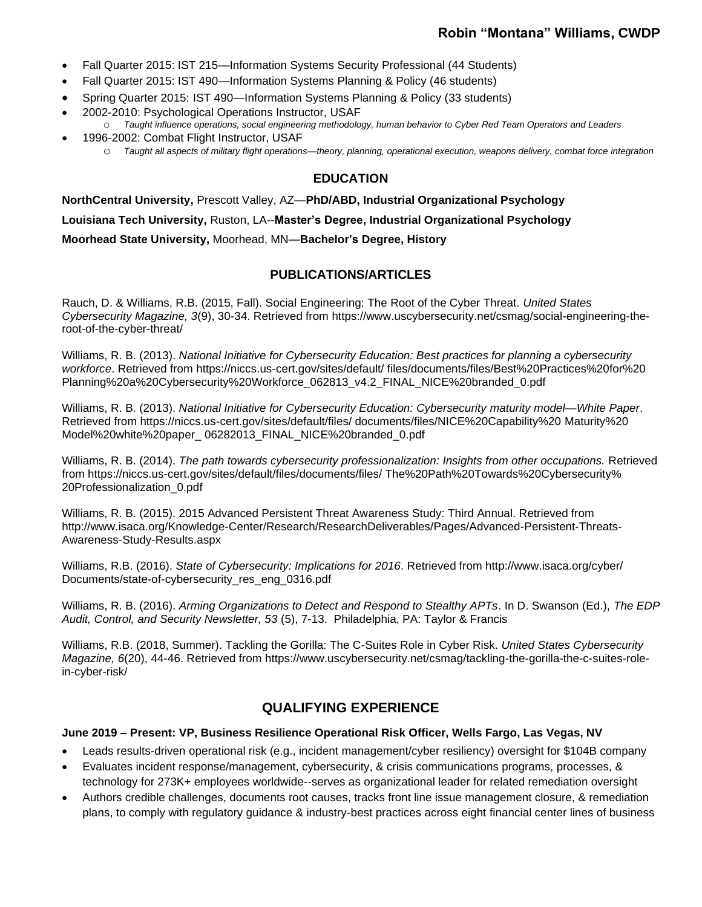- Fall Quarter 2015: IST 215—Information Systems Security Professional (44 Students)
- Fall Quarter 2015: IST 490—Information Systems Planning & Policy (46 students)
- Spring Quarter 2015: IST 490—Information Systems Planning & Policy (33 students)
- 2002-2010: Psychological Operations Instructor, USAF
  - *Taught influence operations, social engineering methodology, human behavior to Cyber Red Team Operators and Leaders*
- 1996-2002: Combat Flight Instructor, USAF
  - *Taught all aspects of military flight operations—theory, planning, operational execution, weapons delivery, combat force integration*

## EDUCATION

**NorthCentral University,** Prescott Valley, AZ—**PhD/ABD, Industrial Organizational Psychology**

**Louisiana Tech University,** Ruston, LA--**Master's Degree, Industrial Organizational Psychology**

**Moorhead State University,** Moorhead, MN—**Bachelor's Degree, History**

## PUBLICATIONS/ARTICLES

Rauch, D. & Williams, R.B. (2015, Fall). Social Engineering: The Root of the Cyber Threat. *United States Cybersecurity Magazine, 3*(9), 30-34. Retrieved from https://www.uscybersecurity.net/csmag/social-engineering-the-root-of-the-cyber-threat/

Williams, R. B. (2013). *National Initiative for Cybersecurity Education: Best practices for planning a cybersecurity workforce*. Retrieved from https://niccs.us-cert.gov/sites/default/ files/documents/files/Best%20Practices%20for%20 Planning%20a%20Cybersecurity%20Workforce_062813_v4.2_FINAL_NICE%20branded_0.pdf

Williams, R. B. (2013). *National Initiative for Cybersecurity Education: Cybersecurity maturity model—White Paper*. Retrieved from https://niccs.us-cert.gov/sites/default/files/ documents/files/NICE%20Capability%20 Maturity%20 Model%20white%20paper_ 06282013_FINAL_NICE%20branded_0.pdf

Williams, R. B. (2014). *The path towards cybersecurity professionalization: Insights from other occupations.* Retrieved from https://niccs.us-cert.gov/sites/default/files/documents/files/ The%20Path%20Towards%20Cybersecurity% 20Professionalization_0.pdf

Williams, R. B. (2015). 2015 Advanced Persistent Threat Awareness Study: Third Annual. Retrieved from http://www.isaca.org/Knowledge-Center/Research/ResearchDeliverables/Pages/Advanced-Persistent-Threats-Awareness-Study-Results.aspx

Williams, R.B. (2016). *State of Cybersecurity: Implications for 2016*. Retrieved from http://www.isaca.org/cyber/ Documents/state-of-cybersecurity_res_eng_0316.pdf

Williams, R. B. (2016). *Arming Organizations to Detect and Respond to Stealthy APTs*. In D. Swanson (Ed.), *The EDP Audit, Control, and Security Newsletter, 53* (5), 7-13. Philadelphia, PA: Taylor & Francis

Williams, R.B. (2018, Summer). Tackling the Gorilla: The C-Suites Role in Cyber Risk. *United States Cybersecurity Magazine, 6*(20), 44-46. Retrieved from https://www.uscybersecurity.net/csmag/tackling-the-gorilla-the-c-suites-role-in-cyber-risk/

## QUALIFYING EXPERIENCE

**June 2019 – Present: VP, Business Resilience Operational Risk Officer, Wells Fargo, Las Vegas, NV**

- Leads results-driven operational risk (e.g., incident management/cyber resiliency) oversight for $104B company
- Evaluates incident response/management, cybersecurity, & crisis communications programs, processes, & technology for 273K+ employees worldwide--serves as organizational leader for related remediation oversight
- Authors credible challenges, documents root causes, tracks front line issue management closure, & remediation plans, to comply with regulatory guidance & industry-best practices across eight financial center lines of business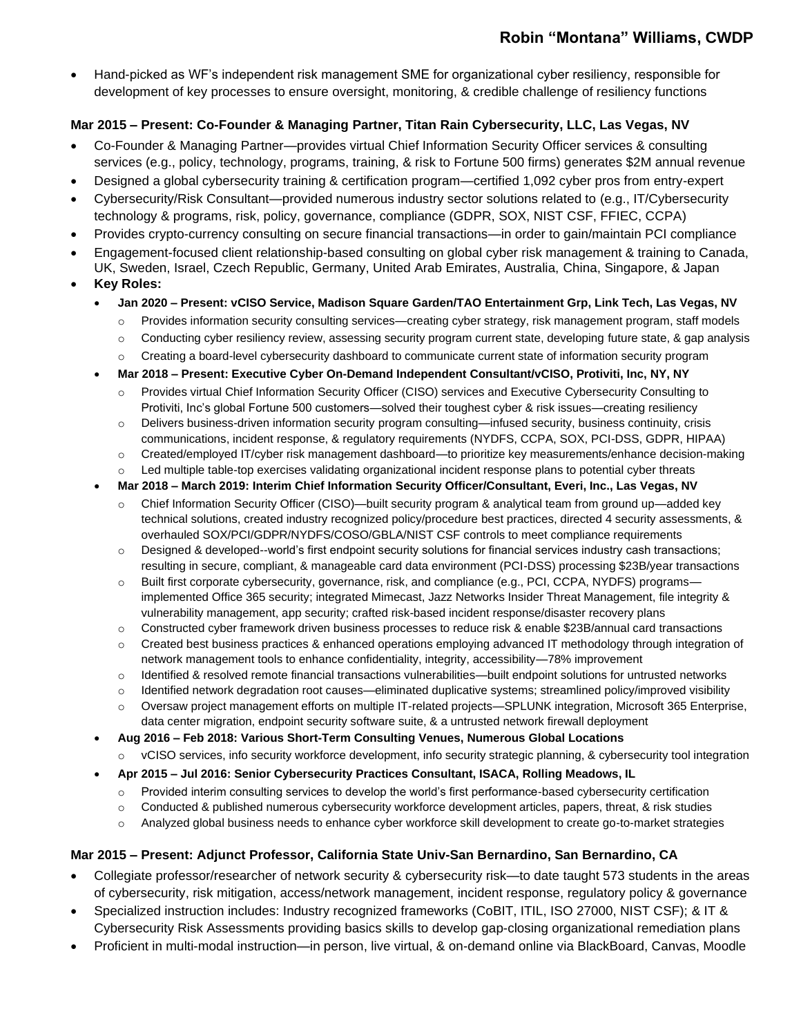- Hand-picked as WF's independent risk management SME for organizational cyber resiliency, responsible for development of key processes to ensure oversight, monitoring, & credible challenge of resiliency functions

**Mar 2015 – Present: Co-Founder & Managing Partner, Titan Rain Cybersecurity, LLC, Las Vegas, NV**

- Co-Founder & Managing Partner—provides virtual Chief Information Security Officer services & consulting services (e.g., policy, technology, programs, training, & risk to Fortune 500 firms) generates $2M annual revenue
- Designed a global cybersecurity training & certification program—certified 1,092 cyber pros from entry-expert
- Cybersecurity/Risk Consultant—provided numerous industry sector solutions related to (e.g., IT/Cybersecurity technology & programs, risk, policy, governance, compliance (GDPR, SOX, NIST CSF, FFIEC, CCPA)
- Provides crypto-currency consulting on secure financial transactions—in order to gain/maintain PCI compliance
- Engagement-focused client relationship-based consulting on global cyber risk management & training to Canada, UK, Sweden, Israel, Czech Republic, Germany, United Arab Emirates, Australia, China, Singapore, & Japan
- **Key Roles:**
  - **Jan 2020 – Present: vCISO Service, Madison Square Garden/TAO Entertainment Grp, Link Tech, Las Vegas, NV**
    - Provides information security consulting services—creating cyber strategy, risk management program, staff models
    - Conducting cyber resiliency review, assessing security program current state, developing future state, & gap analysis
    - Creating a board-level cybersecurity dashboard to communicate current state of information security program
  - **Mar 2018 – Present: Executive Cyber On-Demand Independent Consultant/vCISO, Protiviti, Inc, NY, NY**
    - Provides virtual Chief Information Security Officer (CISO) services and Executive Cybersecurity Consulting to Protiviti, Inc's global Fortune 500 customers—solved their toughest cyber & risk issues—creating resiliency
    - Delivers business-driven information security program consulting—infused security, business continuity, crisis communications, incident response, & regulatory requirements (NYDFS, CCPA, SOX, PCI-DSS, GDPR, HIPAA)
    - Created/employed IT/cyber risk management dashboard—to prioritize key measurements/enhance decision-making
    - Led multiple table-top exercises validating organizational incident response plans to potential cyber threats
  - **Mar 2018 – March 2019: Interim Chief Information Security Officer/Consultant, Everi, Inc., Las Vegas, NV**
    - Chief Information Security Officer (CISO)—built security program & analytical team from ground up—added key technical solutions, created industry recognized policy/procedure best practices, directed 4 security assessments, & overhauled SOX/PCI/GDPR/NYDFS/COSO/GBLA/NIST CSF controls to meet compliance requirements
    - Designed & developed--world's first endpoint security solutions for financial services industry cash transactions; resulting in secure, compliant, & manageable card data environment (PCI-DSS) processing $23B/year transactions
    - Built first corporate cybersecurity, governance, risk, and compliance (e.g., PCI, CCPA, NYDFS) programs—implemented Office 365 security; integrated Mimecast, Jazz Networks Insider Threat Management, file integrity & vulnerability management, app security; crafted risk-based incident response/disaster recovery plans
    - Constructed cyber framework driven business processes to reduce risk & enable $23B/annual card transactions
    - Created best business practices & enhanced operations employing advanced IT methodology through integration of network management tools to enhance confidentiality, integrity, accessibility—78% improvement
    - Identified & resolved remote financial transactions vulnerabilities—built endpoint solutions for untrusted networks
    - Identified network degradation root causes—eliminated duplicative systems; streamlined policy/improved visibility
    - Oversaw project management efforts on multiple IT-related projects—SPLUNK integration, Microsoft 365 Enterprise, data center migration, endpoint security software suite, & a untrusted network firewall deployment
  - **Aug 2016 – Feb 2018: Various Short-Term Consulting Venues, Numerous Global Locations**
    - vCISO services, info security workforce development, info security strategic planning, & cybersecurity tool integration
  - **Apr 2015 – Jul 2016: Senior Cybersecurity Practices Consultant, ISACA, Rolling Meadows, IL**
    - Provided interim consulting services to develop the world's first performance-based cybersecurity certification
    - Conducted & published numerous cybersecurity workforce development articles, papers, threat, & risk studies
    - Analyzed global business needs to enhance cyber workforce skill development to create go-to-market strategies

**Mar 2015 – Present: Adjunct Professor, California State Univ-San Bernardino, San Bernardino, CA**

- Collegiate professor/researcher of network security & cybersecurity risk—to date taught 573 students in the areas of cybersecurity, risk mitigation, access/network management, incident response, regulatory policy & governance
- Specialized instruction includes: Industry recognized frameworks (CoBIT, ITIL, ISO 27000, NIST CSF); & IT & Cybersecurity Risk Assessments providing basics skills to develop gap-closing organizational remediation plans
- Proficient in multi-modal instruction—in person, live virtual, & on-demand online via BlackBoard, Canvas, Moodle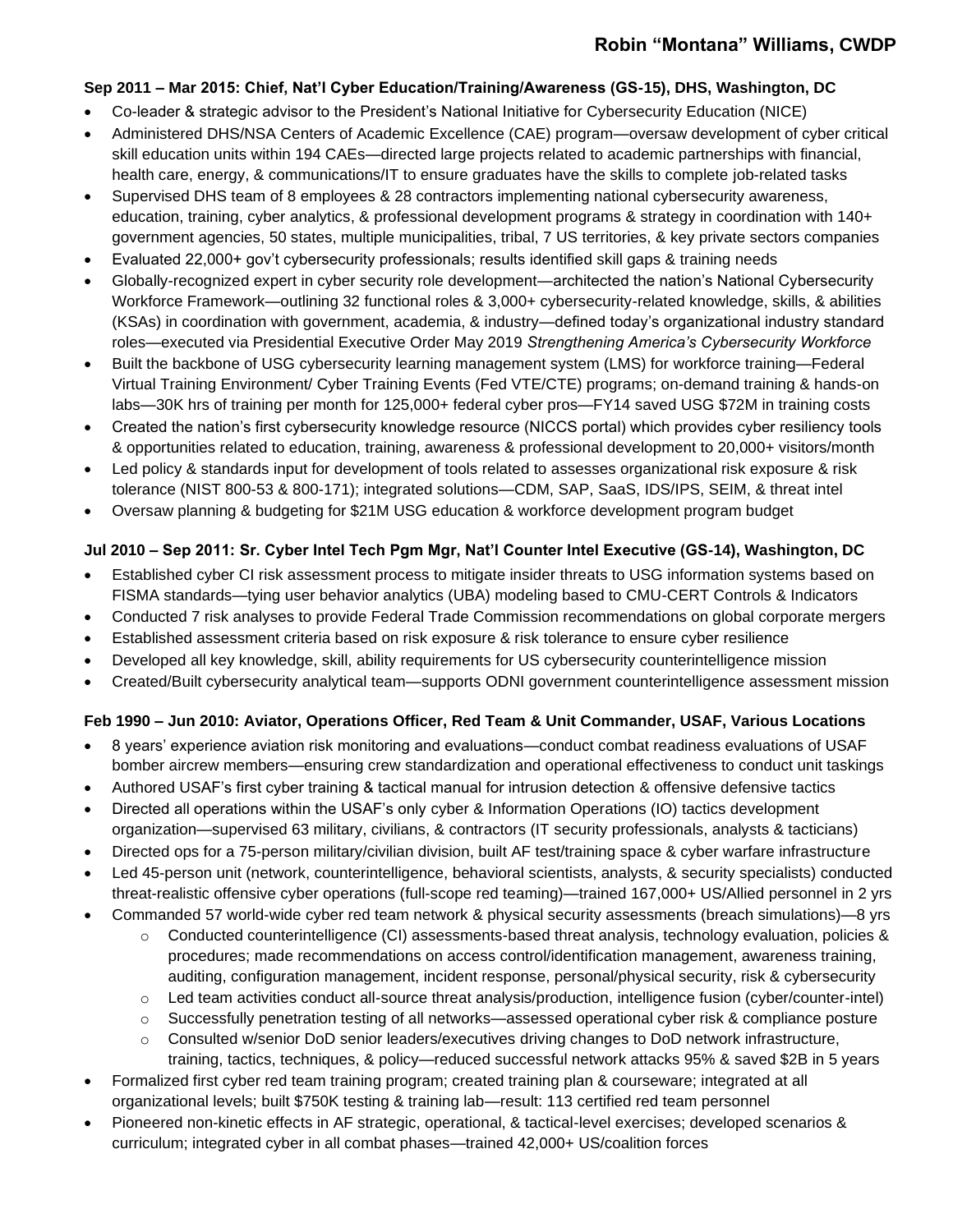**Sep 2011 – Mar 2015: Chief, Nat'l Cyber Education/Training/Awareness (GS-15), DHS, Washington, DC**

- Co-leader & strategic advisor to the President's National Initiative for Cybersecurity Education (NICE)
- Administered DHS/NSA Centers of Academic Excellence (CAE) program—oversaw development of cyber critical skill education units within 194 CAEs—directed large projects related to academic partnerships with financial, health care, energy, & communications/IT to ensure graduates have the skills to complete job-related tasks
- Supervised DHS team of 8 employees & 28 contractors implementing national cybersecurity awareness, education, training, cyber analytics, & professional development programs & strategy in coordination with 140+ government agencies, 50 states, multiple municipalities, tribal, 7 US territories, & key private sectors companies
- Evaluated 22,000+ gov't cybersecurity professionals; results identified skill gaps & training needs
- Globally-recognized expert in cyber security role development—architected the nation's National Cybersecurity Workforce Framework—outlining 32 functional roles & 3,000+ cybersecurity-related knowledge, skills, & abilities (KSAs) in coordination with government, academia, & industry—defined today's organizational industry standard roles—executed via Presidential Executive Order May 2019 *Strengthening America's Cybersecurity Workforce*
- Built the backbone of USG cybersecurity learning management system (LMS) for workforce training—Federal Virtual Training Environment/ Cyber Training Events (Fed VTE/CTE) programs; on-demand training & hands-on labs—30K hrs of training per month for 125,000+ federal cyber pros—FY14 saved USG $72M in training costs
- Created the nation's first cybersecurity knowledge resource (NICCS portal) which provides cyber resiliency tools & opportunities related to education, training, awareness & professional development to 20,000+ visitors/month
- Led policy & standards input for development of tools related to assesses organizational risk exposure & risk tolerance (NIST 800-53 & 800-171); integrated solutions—CDM, SAP, SaaS, IDS/IPS, SEIM, & threat intel
- Oversaw planning & budgeting for $21M USG education & workforce development program budget

**Jul 2010 – Sep 2011: Sr. Cyber Intel Tech Pgm Mgr, Nat'l Counter Intel Executive (GS-14), Washington, DC**

- Established cyber CI risk assessment process to mitigate insider threats to USG information systems based on FISMA standards—tying user behavior analytics (UBA) modeling based to CMU-CERT Controls & Indicators
- Conducted 7 risk analyses to provide Federal Trade Commission recommendations on global corporate mergers
- Established assessment criteria based on risk exposure & risk tolerance to ensure cyber resilience
- Developed all key knowledge, skill, ability requirements for US cybersecurity counterintelligence mission
- Created/Built cybersecurity analytical team—supports ODNI government counterintelligence assessment mission

**Feb 1990 – Jun 2010: Aviator, Operations Officer, Red Team & Unit Commander, USAF, Various Locations**

- 8 years' experience aviation risk monitoring and evaluations—conduct combat readiness evaluations of USAF bomber aircrew members—ensuring crew standardization and operational effectiveness to conduct unit taskings
- Authored USAF's first cyber training & tactical manual for intrusion detection & offensive defensive tactics
- Directed all operations within the USAF's only cyber & Information Operations (IO) tactics development organization—supervised 63 military, civilians, & contractors (IT security professionals, analysts & tacticians)
- Directed ops for a 75-person military/civilian division, built AF test/training space & cyber warfare infrastructure
- Led 45-person unit (network, counterintelligence, behavioral scientists, analysts, & security specialists) conducted threat-realistic offensive cyber operations (full-scope red teaming)—trained 167,000+ US/Allied personnel in 2 yrs
- Commanded 57 world-wide cyber red team network & physical security assessments (breach simulations)—8 yrs
  - Conducted counterintelligence (CI) assessments-based threat analysis, technology evaluation, policies & procedures; made recommendations on access control/identification management, awareness training, auditing, configuration management, incident response, personal/physical security, risk & cybersecurity
  - Led team activities conduct all-source threat analysis/production, intelligence fusion (cyber/counter-intel)
  - Successfully penetration testing of all networks—assessed operational cyber risk & compliance posture
  - Consulted w/senior DoD senior leaders/executives driving changes to DoD network infrastructure, training, tactics, techniques, & policy—reduced successful network attacks 95% & saved $2B in 5 years
- Formalized first cyber red team training program; created training plan & courseware; integrated at all organizational levels; built $750K testing & training lab—result: 113 certified red team personnel
- Pioneered non-kinetic effects in AF strategic, operational, & tactical-level exercises; developed scenarios & curriculum; integrated cyber in all combat phases—trained 42,000+ US/coalition forces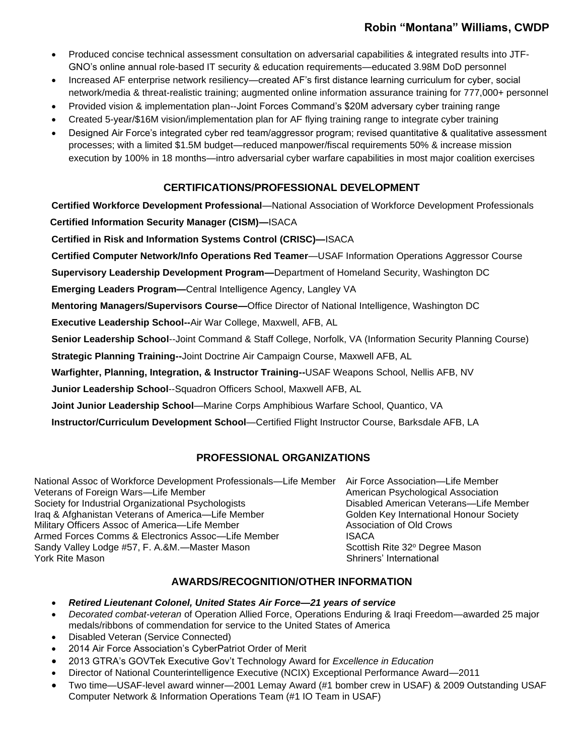- Produced concise technical assessment consultation on adversarial capabilities & integrated results into JTF-GNO's online annual role-based IT security & education requirements—educated 3.98M DoD personnel
- Increased AF enterprise network resiliency—created AF's first distance learning curriculum for cyber, social network/media & threat-realistic training; augmented online information assurance training for 777,000+ personnel
- Provided vision & implementation plan--Joint Forces Command's $20M adversary cyber training range
- Created 5-year/$16M vision/implementation plan for AF flying training range to integrate cyber training
- Designed Air Force's integrated cyber red team/aggressor program; revised quantitative & qualitative assessment processes; with a limited $1.5M budget—reduced manpower/fiscal requirements 50% & increase mission execution by 100% in 18 months—intro adversarial cyber warfare capabilities in most major coalition exercises

## CERTIFICATIONS/PROFESSIONAL DEVELOPMENT

**Certified Workforce Development Professional**—National Association of Workforce Development Professionals

**Certified Information Security Manager (CISM)—**ISACA

**Certified in Risk and Information Systems Control (CRISC)—**ISACA

**Certified Computer Network/Info Operations Red Teamer**—USAF Information Operations Aggressor Course

**Supervisory Leadership Development Program—**Department of Homeland Security, Washington DC

**Emerging Leaders Program—**Central Intelligence Agency, Langley VA

**Mentoring Managers/Supervisors Course—**Office Director of National Intelligence, Washington DC

**Executive Leadership School--**Air War College, Maxwell, AFB, AL

**Senior Leadership School**--Joint Command & Staff College, Norfolk, VA (Information Security Planning Course)

**Strategic Planning Training--**Joint Doctrine Air Campaign Course, Maxwell AFB, AL

**Warfighter, Planning, Integration, & Instructor Training--**USAF Weapons School, Nellis AFB, NV

**Junior Leadership School**--Squadron Officers School, Maxwell AFB, AL

**Joint Junior Leadership School**—Marine Corps Amphibious Warfare School, Quantico, VA

**Instructor/Curriculum Development School**—Certified Flight Instructor Course, Barksdale AFB, LA

## PROFESSIONAL ORGANIZATIONS

National Assoc of Workforce Development Professionals—Life Member
Veterans of Foreign Wars—Life Member
Society for Industrial Organizational Psychologists
Iraq & Afghanistan Veterans of America—Life Member
Military Officers Assoc of America—Life Member
Armed Forces Comms & Electronics Assoc—Life Member
Sandy Valley Lodge #57, F. A.&M.—Master Mason
York Rite Mason
Air Force Association—Life Member
American Psychological Association
Disabled American Veterans—Life Member
Golden Key International Honour Society
Association of Old Crows
ISACA
Scottish Rite 32º Degree Mason
Shriners' International

## AWARDS/RECOGNITION/OTHER INFORMATION

- ***Retired Lieutenant Colonel, United States Air Force—21 years of service***
- *Decorated combat-veteran* of Operation Allied Force, Operations Enduring & Iraqi Freedom—awarded 25 major medals/ribbons of commendation for service to the United States of America
- Disabled Veteran (Service Connected)
- 2014 Air Force Association's CyberPatriot Order of Merit
- 2013 GTRA's GOVTek Executive Gov't Technology Award for *Excellence in Education*
- Director of National Counterintelligence Executive (NCIX) Exceptional Performance Award—2011
- Two time—USAF-level award winner—2001 Lemay Award (#1 bomber crew in USAF) & 2009 Outstanding USAF Computer Network & Information Operations Team (#1 IO Team in USAF)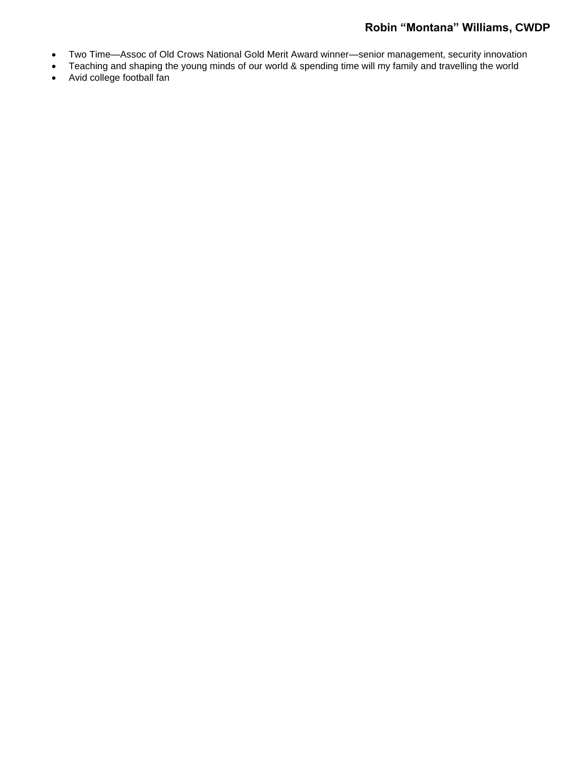- Two Time—Assoc of Old Crows National Gold Merit Award winner—senior management, security innovation
- Teaching and shaping the young minds of our world & spending time will my family and travelling the world
- Avid college football fan